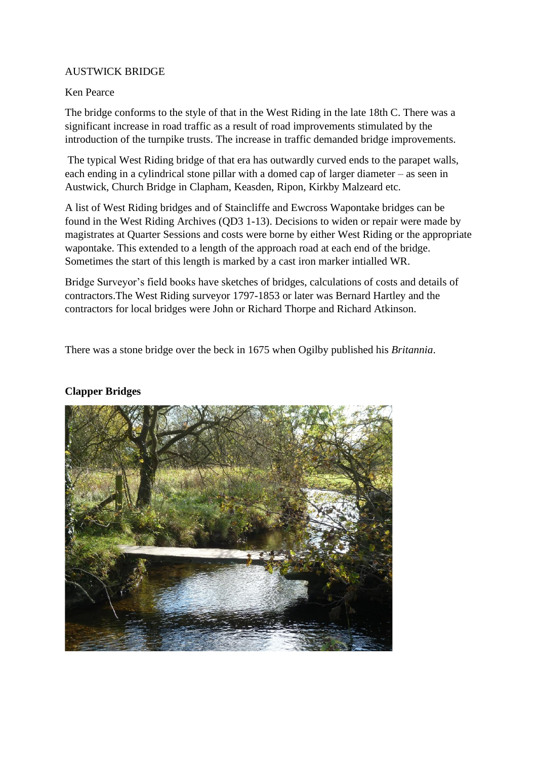AUSTWICK BRIDGE

Ken Pearce

The bridge conforms to the style of that in the West Riding in the late 18th C. There was a significant increase in road traffic as a result of road improvements stimulated by the introduction of the turnpike trusts. The increase in traffic demanded bridge improvements.

The typical West Riding bridge of that era has outwardly curved ends to the parapet walls, each ending in a cylindrical stone pillar with a domed cap of larger diameter – as seen in Austwick, Church Bridge in Clapham, Keasden, Ripon, Kirkby Malzeard etc.

A list of West Riding bridges and of Staincliffe and Ewcross Wapontake bridges can be found in the West Riding Archives (QD3 1-13). Decisions to widen or repair were made by magistrates at Quarter Sessions and costs were borne by either West Riding or the appropriate wapontake. This extended to a length of the approach road at each end of the bridge. Sometimes the start of this length is marked by a cast iron marker intialled WR.

Bridge Surveyor's field books have sketches of bridges, calculations of costs and details of contractors.The West Riding surveyor 1797-1853 or later was Bernard Hartley and the contractors for local bridges were John or Richard Thorpe and Richard Atkinson.

There was a stone bridge over the beck in 1675 when Ogilby published his *Britannia*.

**Clapper Bridges**